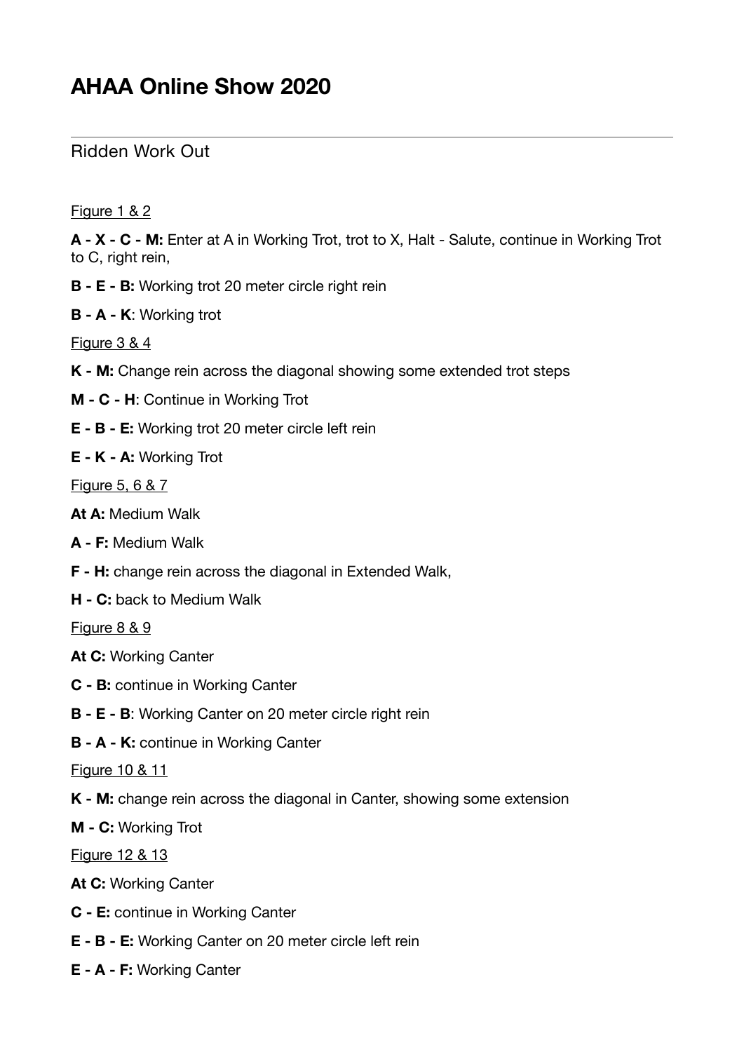# AHAA Online Show 2020

---

## Ridden Work Out

Figure 1 & 2

**A - X - C - M:** Enter at A in Working Trot, trot to X, Halt - Salute, continue in Working Trot to C, right rein,

**B - E - B:** Working trot 20 meter circle right rein

**B - A - K**: Working trot

Figure 3 & 4

**K - M:** Change rein across the diagonal showing some extended trot steps

**M - C - H**: Continue in Working Trot

**E - B - E:** Working trot 20 meter circle left rein

**E - K - A:** Working Trot

Figure 5, 6 & 7

**At A:** Medium Walk

**A - F:** Medium Walk

**F - H:** change rein across the diagonal in Extended Walk,

**H - C:** back to Medium Walk

Figure 8 & 9

**At C:** Working Canter

**C - B:** continue in Working Canter

**B - E - B**: Working Canter on 20 meter circle right rein

**B - A - K:** continue in Working Canter

Figure 10 & 11

**K - M:** change rein across the diagonal in Canter, showing some extension

**M - C:** Working Trot

Figure 12 & 13

**At C:** Working Canter

**C - E:** continue in Working Canter

**E - B - E:** Working Canter on 20 meter circle left rein

**E - A - F:** Working Canter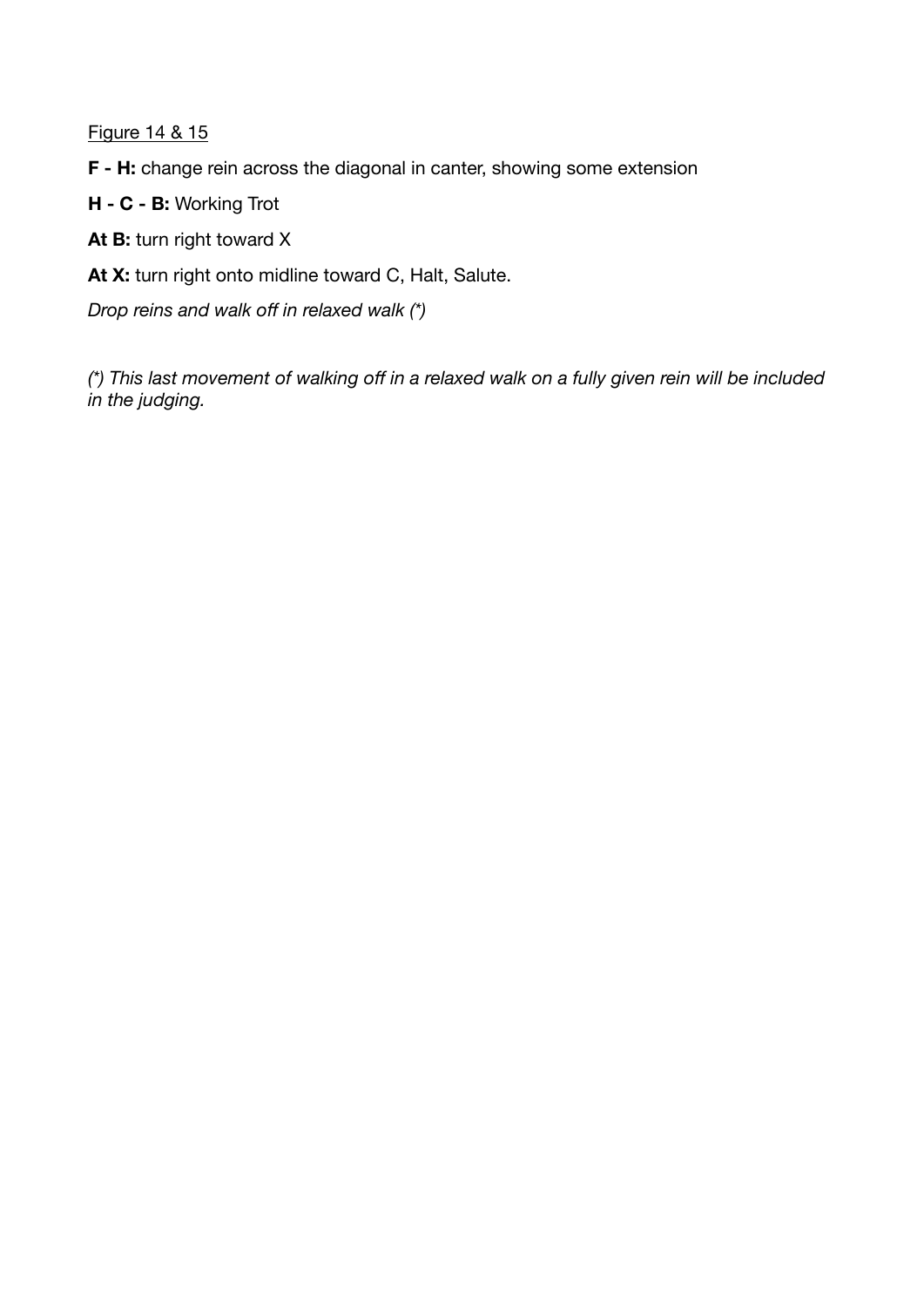Figure 14 & 15

**F - H:** change rein across the diagonal in canter, showing some extension

**H - C - B:** Working Trot

**At B:** turn right toward X

**At X:** turn right onto midline toward C, Halt, Salute.

*Drop reins and walk off in relaxed walk (*)*

*(*) This last movement of walking off in a relaxed walk on a fully given rein will be included in the judging.*